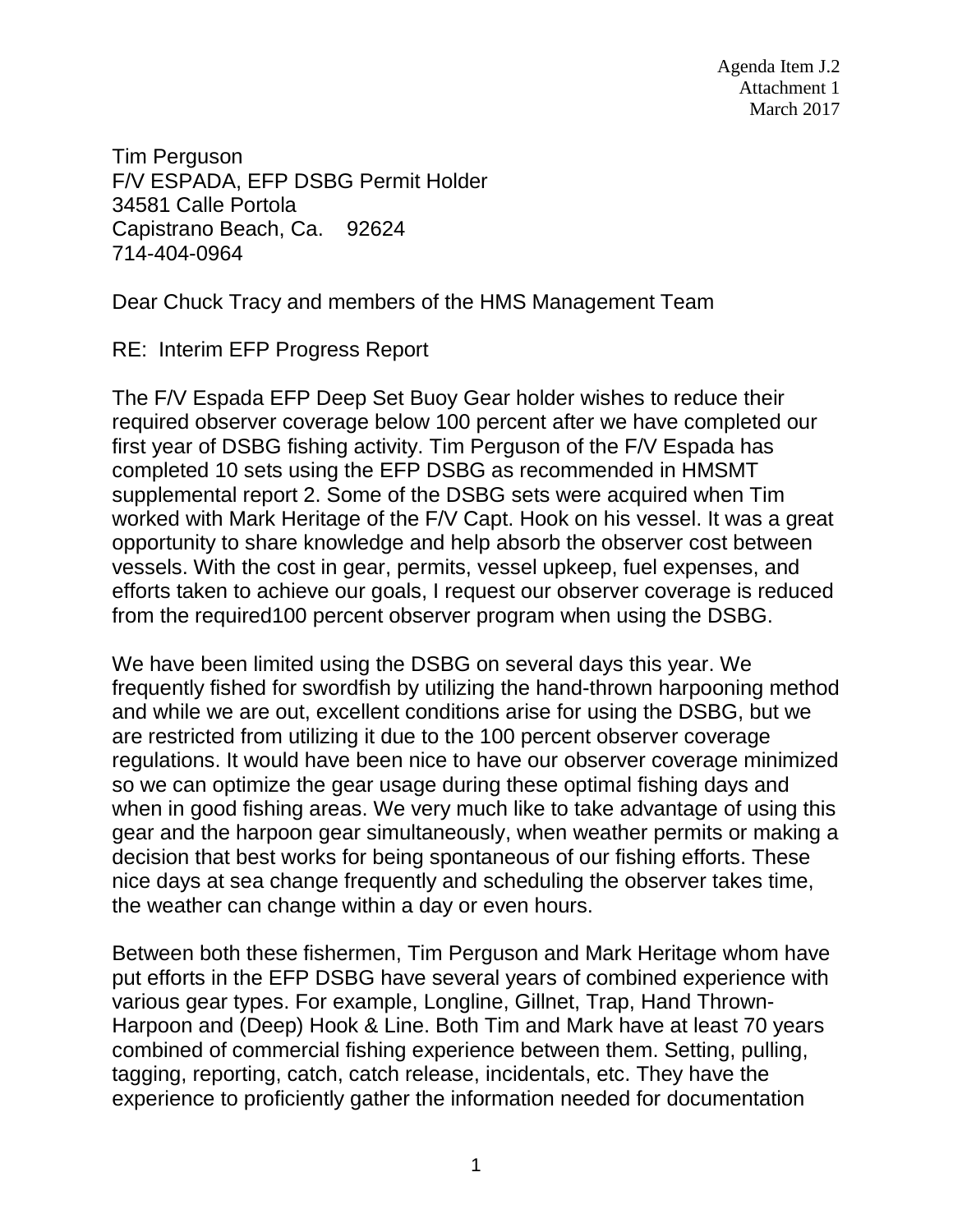Agenda Item J.2
Attachment 1
March 2017

Tim Perguson
F/V ESPADA, EFP DSBG Permit Holder
34581 Calle Portola
Capistrano Beach, Ca. 92624
714-404-0964

Dear Chuck Tracy and members of the HMS Management Team

RE: Interim EFP Progress Report

The F/V Espada EFP Deep Set Buoy Gear holder wishes to reduce their required observer coverage below 100 percent after we have completed our first year of DSBG fishing activity. Tim Perguson of the F/V Espada has completed 10 sets using the EFP DSBG as recommended in HMSMT supplemental report 2. Some of the DSBG sets were acquired when Tim worked with Mark Heritage of the F/V Capt. Hook on his vessel. It was a great opportunity to share knowledge and help absorb the observer cost between vessels. With the cost in gear, permits, vessel upkeep, fuel expenses, and efforts taken to achieve our goals, I request our observer coverage is reduced from the required100 percent observer program when using the DSBG.

We have been limited using the DSBG on several days this year. We frequently fished for swordfish by utilizing the hand-thrown harpooning method and while we are out, excellent conditions arise for using the DSBG, but we are restricted from utilizing it due to the 100 percent observer coverage regulations. It would have been nice to have our observer coverage minimized so we can optimize the gear usage during these optimal fishing days and when in good fishing areas. We very much like to take advantage of using this gear and the harpoon gear simultaneously, when weather permits or making a decision that best works for being spontaneous of our fishing efforts. These nice days at sea change frequently and scheduling the observer takes time, the weather can change within a day or even hours.

Between both these fishermen, Tim Perguson and Mark Heritage whom have put efforts in the EFP DSBG have several years of combined experience with various gear types. For example, Longline, Gillnet, Trap, Hand Thrown-Harpoon and (Deep) Hook & Line. Both Tim and Mark have at least 70 years combined of commercial fishing experience between them. Setting, pulling, tagging, reporting, catch, catch release, incidentals, etc. They have the experience to proficiently gather the information needed for documentation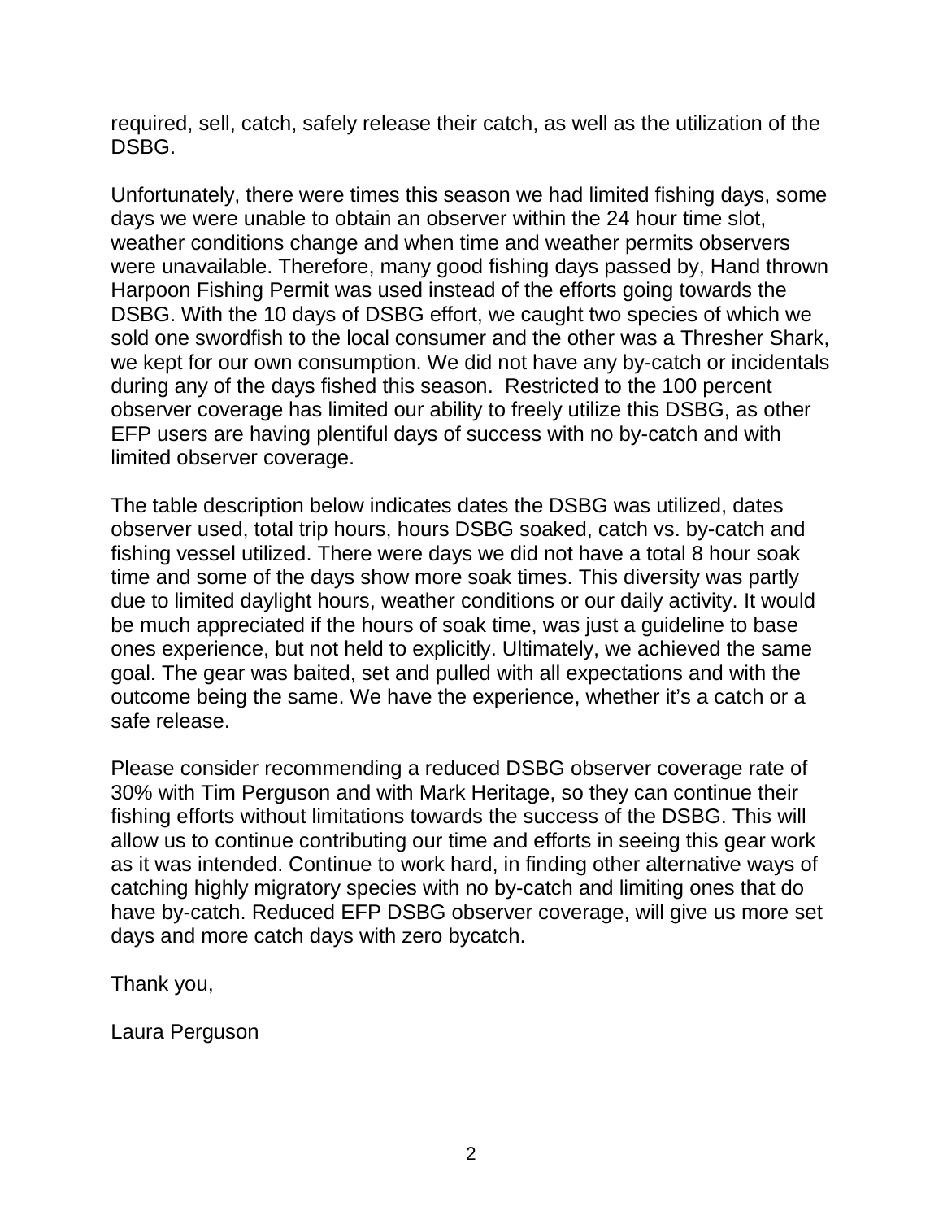required, sell, catch, safely release their catch, as well as the utilization of the DSBG.

Unfortunately, there were times this season we had limited fishing days, some days we were unable to obtain an observer within the 24 hour time slot, weather conditions change and when time and weather permits observers were unavailable. Therefore, many good fishing days passed by, Hand thrown Harpoon Fishing Permit was used instead of the efforts going towards the DSBG. With the 10 days of DSBG effort, we caught two species of which we sold one swordfish to the local consumer and the other was a Thresher Shark, we kept for our own consumption. We did not have any by-catch or incidentals during any of the days fished this season. Restricted to the 100 percent observer coverage has limited our ability to freely utilize this DSBG, as other EFP users are having plentiful days of success with no by-catch and with limited observer coverage.

The table description below indicates dates the DSBG was utilized, dates observer used, total trip hours, hours DSBG soaked, catch vs. by-catch and fishing vessel utilized. There were days we did not have a total 8 hour soak time and some of the days show more soak times. This diversity was partly due to limited daylight hours, weather conditions or our daily activity. It would be much appreciated if the hours of soak time, was just a guideline to base ones experience, but not held to explicitly. Ultimately, we achieved the same goal. The gear was baited, set and pulled with all expectations and with the outcome being the same. We have the experience, whether it's a catch or a safe release.

Please consider recommending a reduced DSBG observer coverage rate of 30% with Tim Perguson and with Mark Heritage, so they can continue their fishing efforts without limitations towards the success of the DSBG. This will allow us to continue contributing our time and efforts in seeing this gear work as it was intended. Continue to work hard, in finding other alternative ways of catching highly migratory species with no by-catch and limiting ones that do have by-catch. Reduced EFP DSBG observer coverage, will give us more set days and more catch days with zero bycatch.

Thank you,

Laura Perguson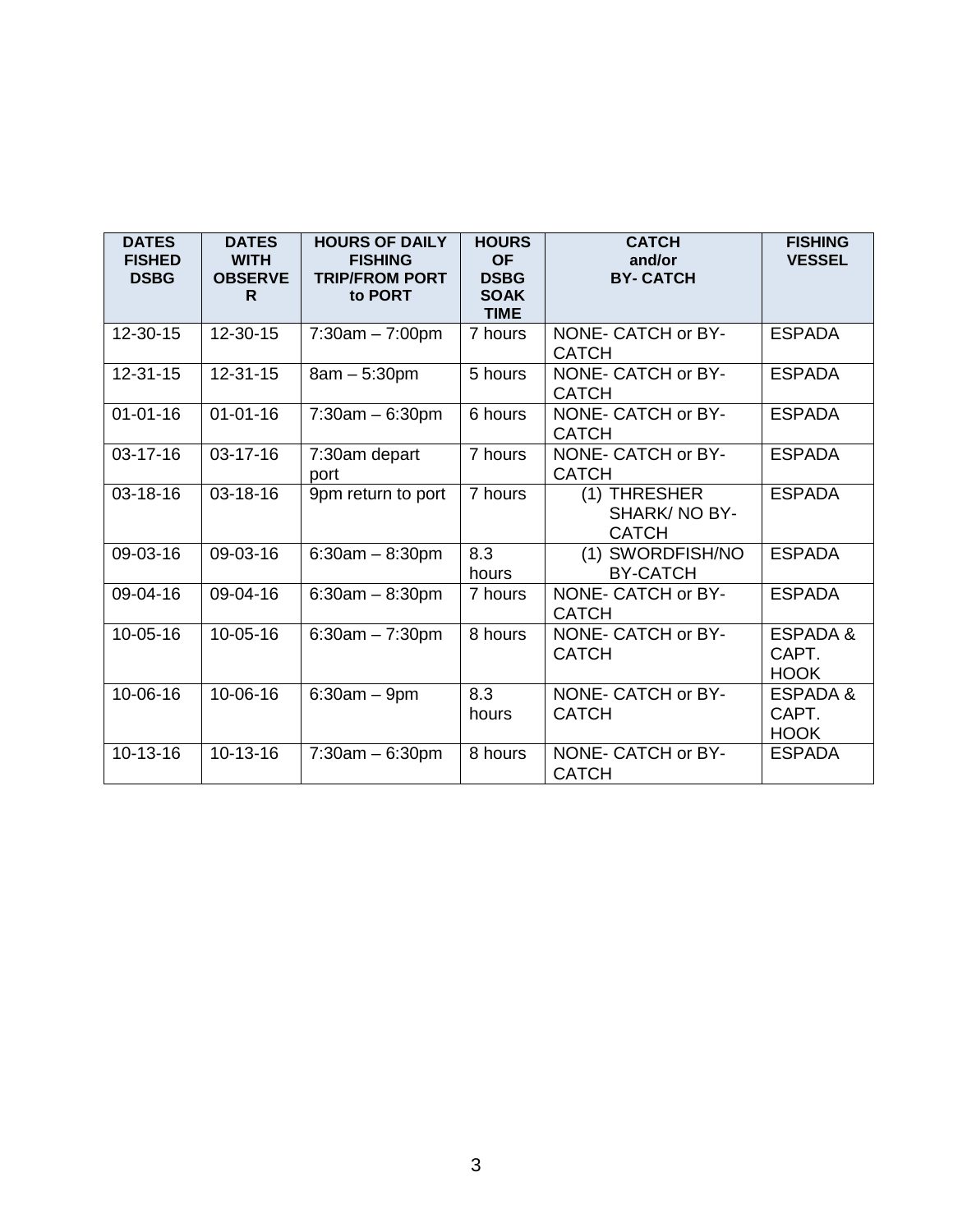| DATES FISHED DSBG | DATES WITH OBSERVER | HOURS OF DAILY FISHING TRIP/FROM PORT to PORT | HOURS OF DSBG SOAK TIME | CATCH and/or BY- CATCH | FISHING VESSEL |
|---|---|---|---|---|---|
| 12-30-15 | 12-30-15 | 7:30am – 7:00pm | 7 hours | NONE- CATCH or BY-CATCH | ESPADA |
| 12-31-15 | 12-31-15 | 8am – 5:30pm | 5 hours | NONE- CATCH or BY-CATCH | ESPADA |
| 01-01-16 | 01-01-16 | 7:30am – 6:30pm | 6 hours | NONE- CATCH or BY-CATCH | ESPADA |
| 03-17-16 | 03-17-16 | 7:30am depart port | 7 hours | NONE- CATCH or BY-CATCH | ESPADA |
| 03-18-16 | 03-18-16 | 9pm return to port | 7 hours | (1) THRESHER SHARK/ NO BY-CATCH | ESPADA |
| 09-03-16 | 09-03-16 | 6:30am – 8:30pm | 8.3 hours | (1) SWORDFISH/NO BY-CATCH | ESPADA |
| 09-04-16 | 09-04-16 | 6:30am – 8:30pm | 7 hours | NONE- CATCH or BY-CATCH | ESPADA |
| 10-05-16 | 10-05-16 | 6:30am – 7:30pm | 8 hours | NONE- CATCH or BY-CATCH | ESPADA & CAPT. HOOK |
| 10-06-16 | 10-06-16 | 6:30am – 9pm | 8.3 hours | NONE- CATCH or BY-CATCH | ESPADA & CAPT. HOOK |
| 10-13-16 | 10-13-16 | 7:30am – 6:30pm | 8 hours | NONE- CATCH or BY-CATCH | ESPADA |